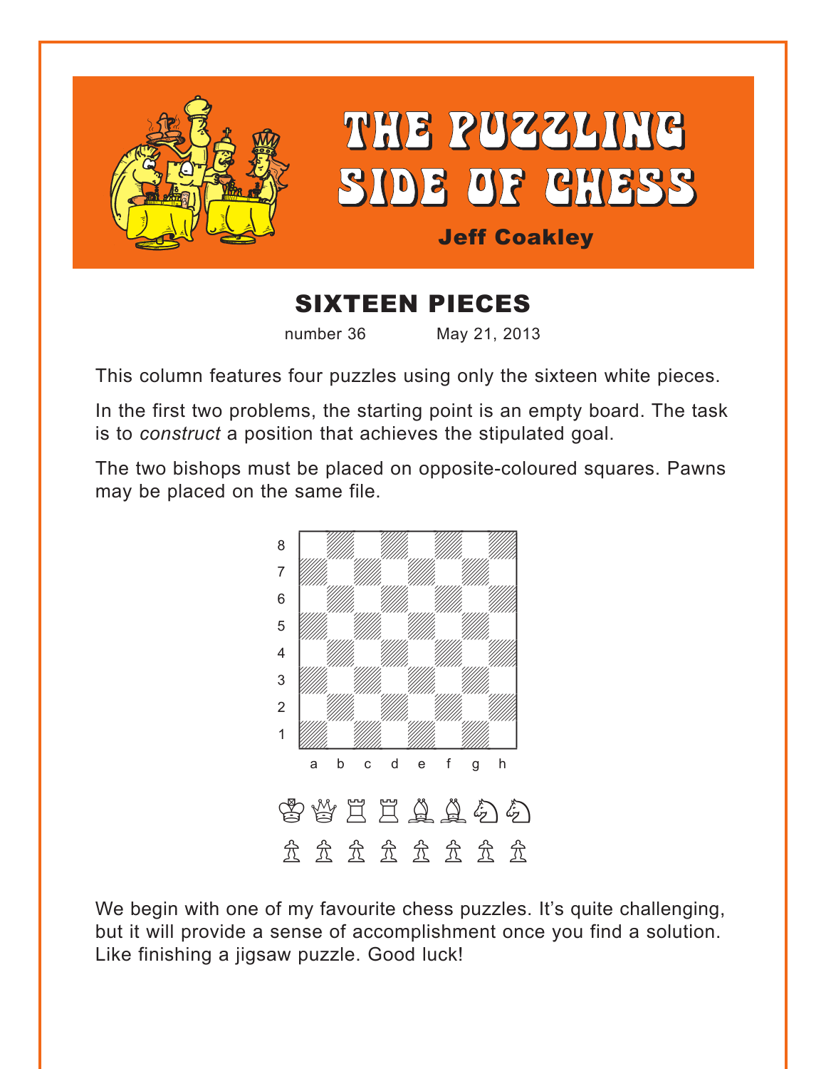# THE PUZZLING SIDE OF CHESS

**Jeff Coakley**

## SIXTEEN PIECES

number 36 May 21, 2013

This column features four puzzles using only the sixteen white pieces.

In the first two problems, the starting point is an empty board. The task is to *construct* a position that achieves the stipulated goal.

The two bishops must be placed on opposite-coloured squares. Pawns may be placed on the same file.

We begin with one of my favourite chess puzzles. It's quite challenging, but it will provide a sense of accomplishment once you find a solution. Like finishing a jigsaw puzzle. Good luck!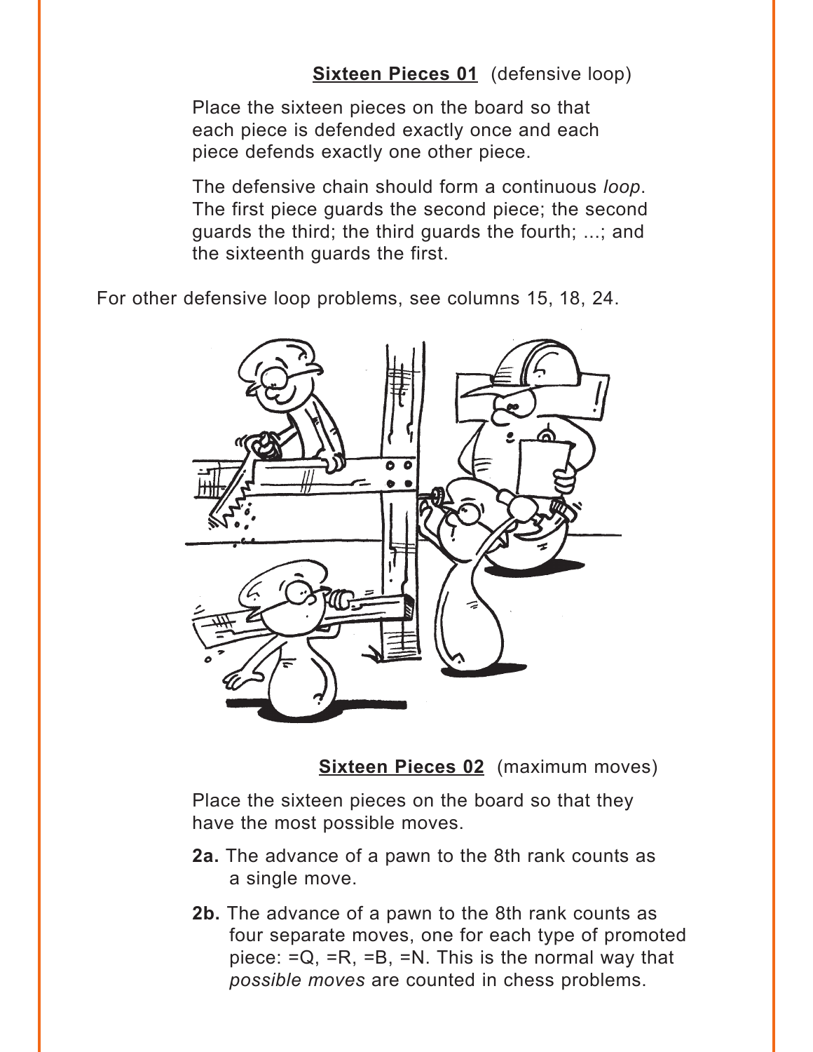**Sixteen Pieces 01** (defensive loop)

Place the sixteen pieces on the board so that each piece is defended exactly once and each piece defends exactly one other piece.

The defensive chain should form a continuous *loop*. The first piece guards the second piece; the second guards the third; the third guards the fourth; ...; and the sixteenth guards the first.

For other defensive loop problems, see columns 15, 18, 24.

**Sixteen Pieces 02** (maximum moves)

Place the sixteen pieces on the board so that they have the most possible moves.

**2a.** The advance of a pawn to the 8th rank counts as a single move.

**2b.** The advance of a pawn to the 8th rank counts as four separate moves, one for each type of promoted piece: =Q, =R, =B, =N. This is the normal way that *possible moves* are counted in chess problems.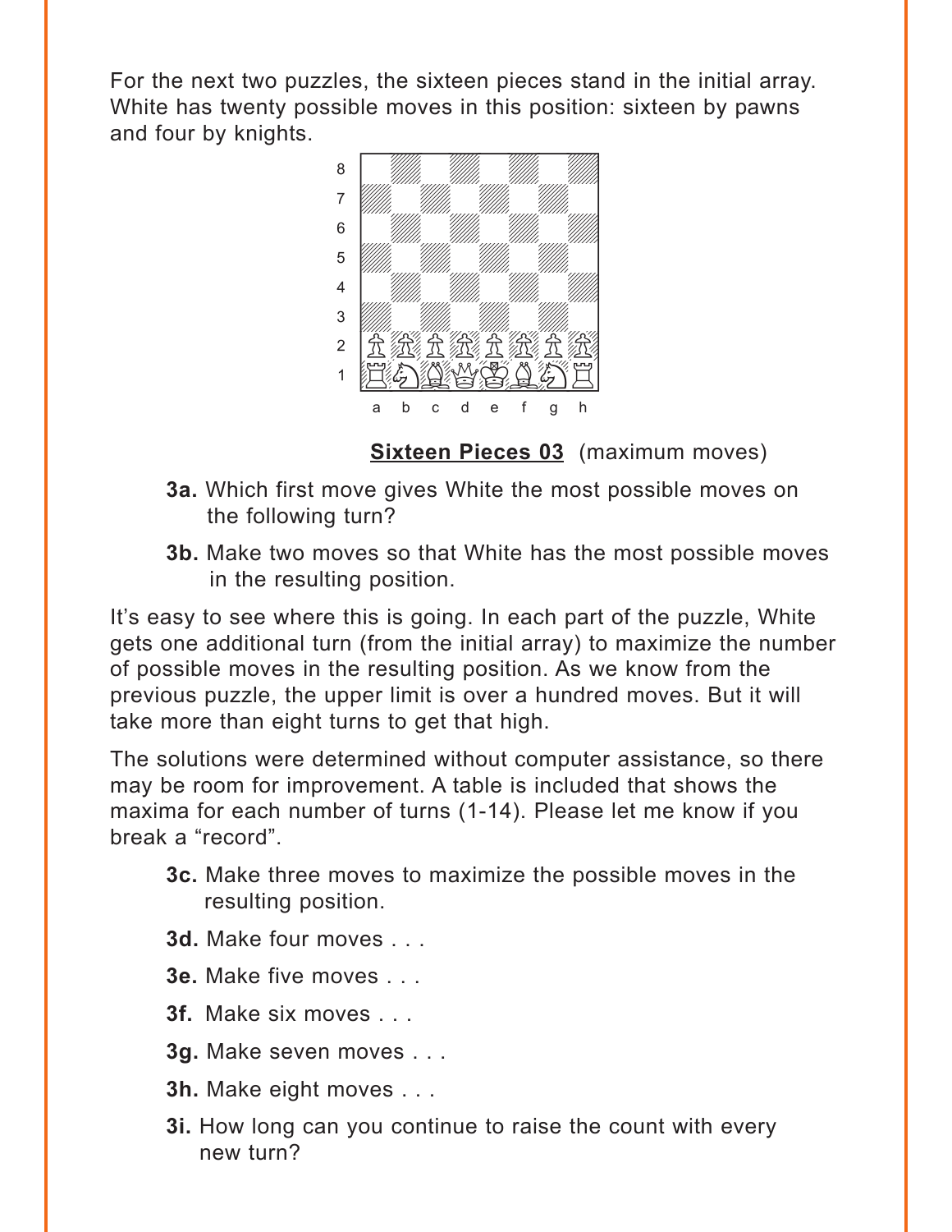For the next two puzzles, the sixteen pieces stand in the initial array. White has twenty possible moves in this position: sixteen by pawns and four by knights.

**Sixteen Pieces 03** (maximum moves)

- **3a.** Which first move gives White the most possible moves on the following turn?
- **3b.** Make two moves so that White has the most possible moves in the resulting position.

It's easy to see where this is going. In each part of the puzzle, White gets one additional turn (from the initial array) to maximize the number of possible moves in the resulting position. As we know from the previous puzzle, the upper limit is over a hundred moves. But it will take more than eight turns to get that high.

The solutions were determined without computer assistance, so there may be room for improvement. A table is included that shows the maxima for each number of turns (1-14). Please let me know if you break a "record".

- **3c.** Make three moves to maximize the possible moves in the resulting position.
- **3d.** Make four moves . . .
- **3e.** Make five moves . . .
- **3f.** Make six moves . . .
- **3g.** Make seven moves . . .
- **3h.** Make eight moves . . .
- **3i.** How long can you continue to raise the count with every new turn?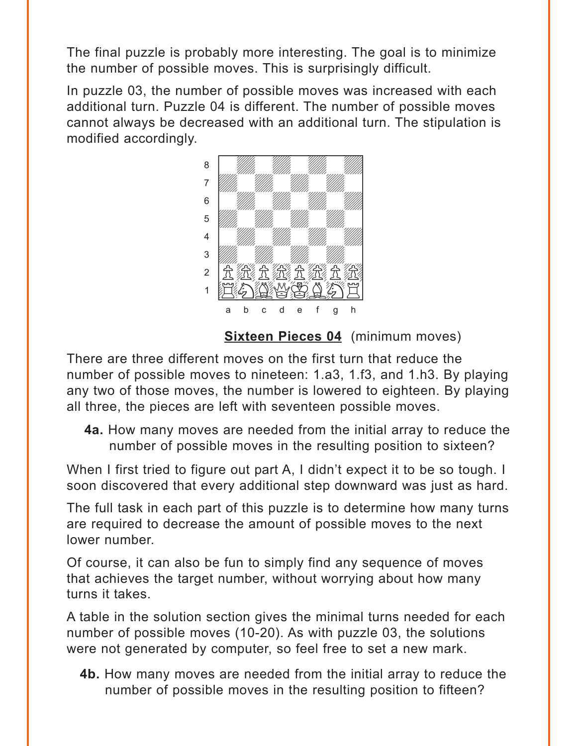The final puzzle is probably more interesting. The goal is to minimize the number of possible moves. This is surprisingly difficult.

In puzzle 03, the number of possible moves was increased with each additional turn. Puzzle 04 is different. The number of possible moves cannot always be decreased with an additional turn. The stipulation is modified accordingly.

**Sixteen Pieces 04** (minimum moves)

There are three different moves on the first turn that reduce the number of possible moves to nineteen: 1.a3, 1.f3, and 1.h3. By playing any two of those moves, the number is lowered to eighteen. By playing all three, the pieces are left with seventeen possible moves.

**4a.** How many moves are needed from the initial array to reduce the number of possible moves in the resulting position to sixteen?

When I first tried to figure out part A, I didn't expect it to be so tough. I soon discovered that every additional step downward was just as hard.

The full task in each part of this puzzle is to determine how many turns are required to decrease the amount of possible moves to the next lower number.

Of course, it can also be fun to simply find any sequence of moves that achieves the target number, without worrying about how many turns it takes.

A table in the solution section gives the minimal turns needed for each number of possible moves (10-20). As with puzzle 03, the solutions were not generated by computer, so feel free to set a new mark.

**4b.** How many moves are needed from the initial array to reduce the number of possible moves in the resulting position to fifteen?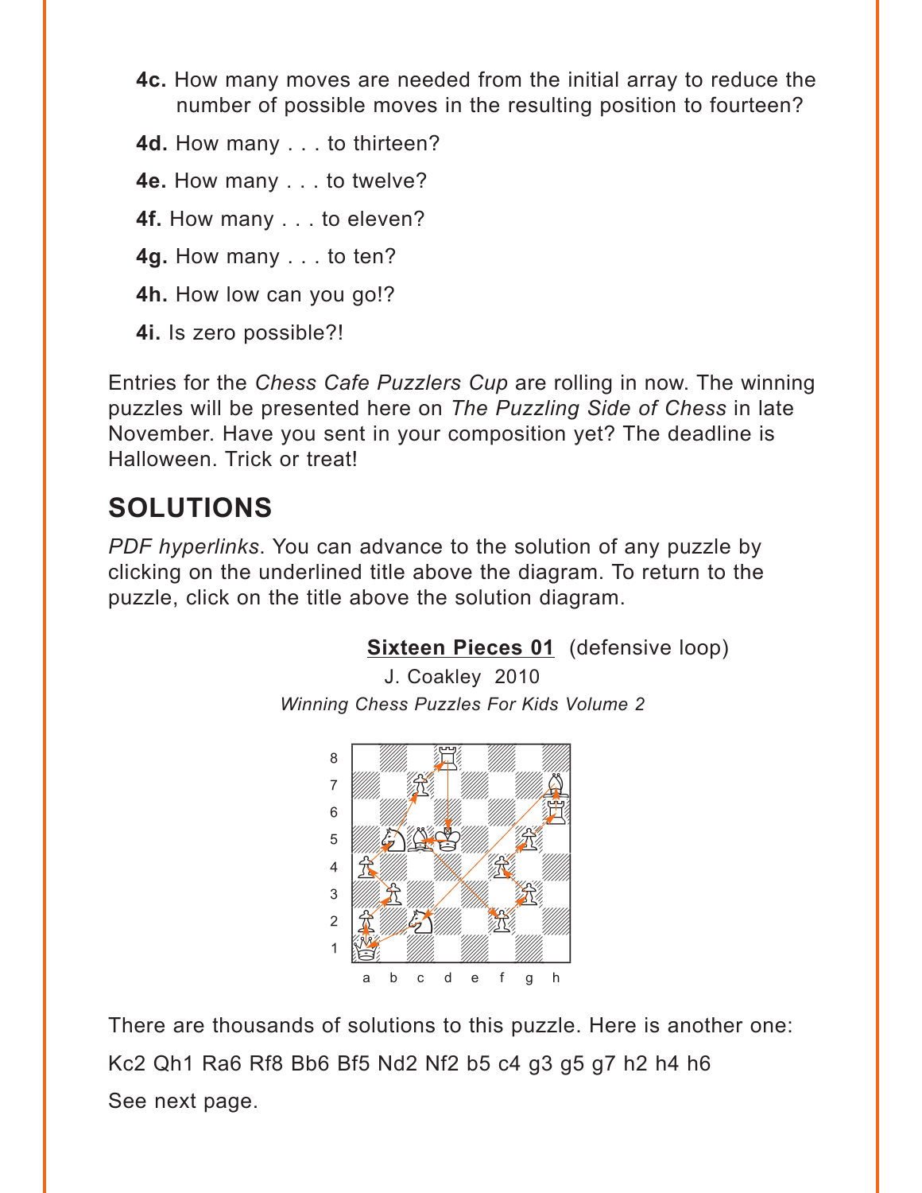**4c.** How many moves are needed from the initial array to reduce the number of possible moves in the resulting position to fourteen?

**4d.** How many . . . to thirteen?

**4e.** How many . . . to twelve?

**4f.** How many . . . to eleven?

**4g.** How many . . . to ten?

**4h.** How low can you go!?

**4i.** Is zero possible?!

Entries for the *Chess Cafe Puzzlers Cup* are rolling in now. The winning puzzles will be presented here on *The Puzzling Side of Chess* in late November. Have you sent in your composition yet? The deadline is Halloween. Trick or treat!

## SOLUTIONS

*PDF hyperlinks*. You can advance to the solution of any puzzle by clicking on the underlined title above the diagram. To return to the puzzle, click on the title above the solution diagram.

**Sixteen Pieces 01** (defensive loop)

J. Coakley 2010

*Winning Chess Puzzles For Kids Volume 2*

There are thousands of solutions to this puzzle. Here is another one:

Kc2 Qh1 Ra6 Rf8 Bb6 Bf5 Nd2 Nf2 b5 c4 g3 g5 g7 h2 h4 h6

See next page.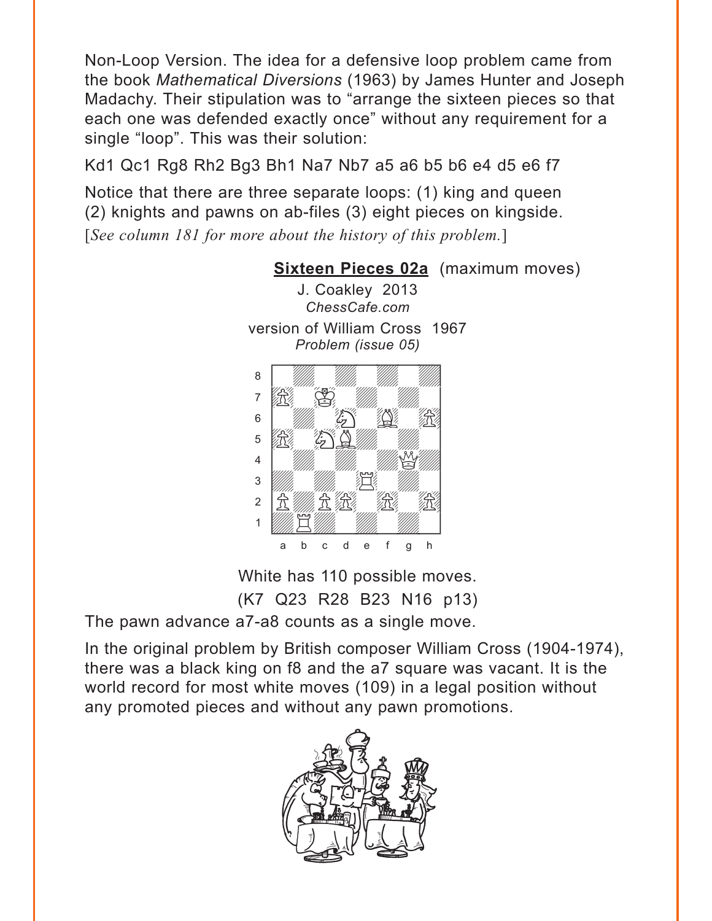Non-Loop Version. The idea for a defensive loop problem came from the book *Mathematical Diversions* (1963) by James Hunter and Joseph Madachy. Their stipulation was to "arrange the sixteen pieces so that each one was defended exactly once" without any requirement for a single "loop". This was their solution:

Kd1 Qc1 Rg8 Rh2 Bg3 Bh1 Na7 Nb7 a5 a6 b5 b6 e4 d5 e6 f7

Notice that there are three separate loops: (1) king and queen (2) knights and pawns on ab-files (3) eight pieces on kingside.

[*See column 181 for more about the history of this problem.*]

**Sixteen Pieces 02a** (maximum moves)

J. Coakley 2013
*ChessCafe.com*

version of William Cross 1967
*Problem (issue 05)*

White has 110 possible moves.
(K7 Q23 R28 B23 N16 p13)

The pawn advance a7-a8 counts as a single move.

In the original problem by British composer William Cross (1904-1974), there was a black king on f8 and the a7 square was vacant. It is the world record for most white moves (109) in a legal position without any promoted pieces and without any pawn promotions.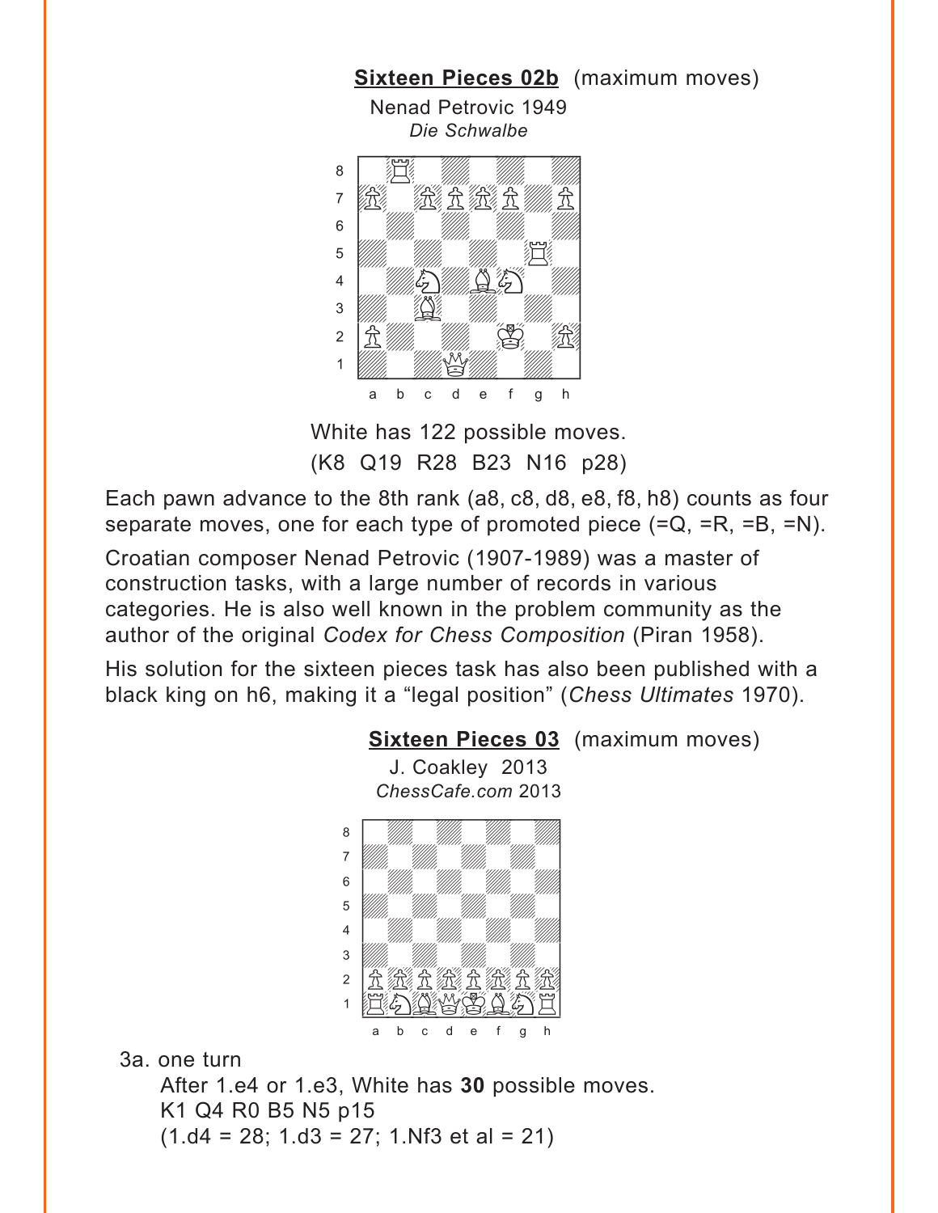**Sixteen Pieces 02b** (maximum moves)

Nenad Petrovic 1949
*Die Schwalbe*

White has 122 possible moves.
(K8 Q19 R28 B23 N16 p28)

Each pawn advance to the 8th rank (a8, c8, d8, e8, f8, h8) counts as four separate moves, one for each type of promoted piece (=Q, =R, =B, =N).

Croatian composer Nenad Petrovic (1907-1989) was a master of construction tasks, with a large number of records in various categories. He is also well known in the problem community as the author of the original *Codex for Chess Composition* (Piran 1958).

His solution for the sixteen pieces task has also been published with a black king on h6, making it a "legal position" (*Chess Ultimates* 1970).

**Sixteen Pieces 03** (maximum moves)

J. Coakley 2013
*ChessCafe.com* 2013

3a. one turn

After 1.e4 or 1.e3, White has **30** possible moves.
K1 Q4 R0 B5 N5 p15
(1.d4 = 28; 1.d3 = 27; 1.Nf3 et al = 21)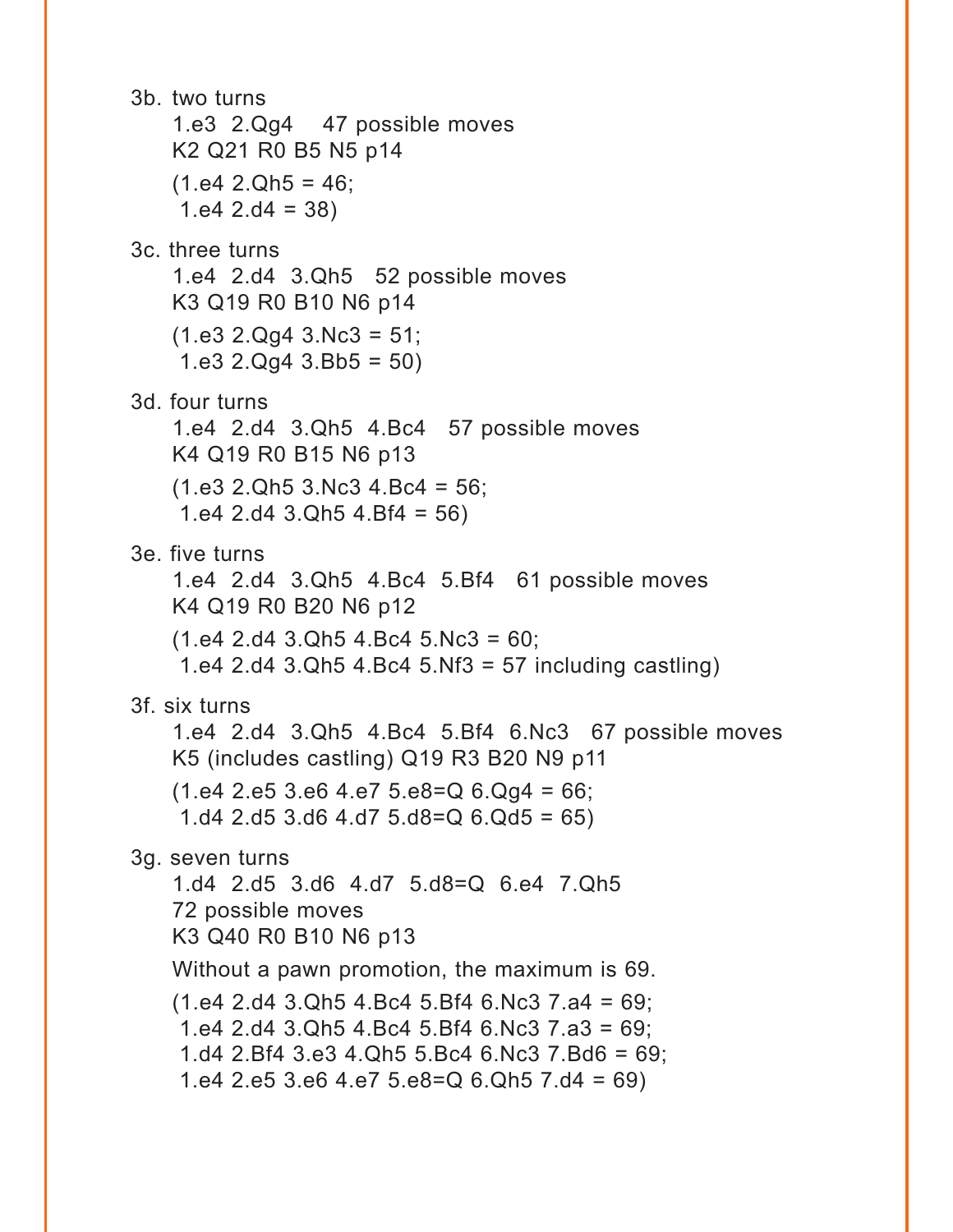3b. two turns

1.e3 2.Qg4 47 possible moves
K2 Q21 R0 B5 N5 p14

(1.e4 2.Qh5 = 46;
1.e4 2.d4 = 38)

3c. three turns

1.e4 2.d4 3.Qh5 52 possible moves
K3 Q19 R0 B10 N6 p14

(1.e3 2.Qg4 3.Nc3 = 51;
1.e3 2.Qg4 3.Bb5 = 50)

3d. four turns

1.e4 2.d4 3.Qh5 4.Bc4 57 possible moves
K4 Q19 R0 B15 N6 p13

(1.e3 2.Qh5 3.Nc3 4.Bc4 = 56;
1.e4 2.d4 3.Qh5 4.Bf4 = 56)

3e. five turns

1.e4 2.d4 3.Qh5 4.Bc4 5.Bf4 61 possible moves
K4 Q19 R0 B20 N6 p12

(1.e4 2.d4 3.Qh5 4.Bc4 5.Nc3 = 60;
1.e4 2.d4 3.Qh5 4.Bc4 5.Nf3 = 57 including castling)

3f. six turns

1.e4 2.d4 3.Qh5 4.Bc4 5.Bf4 6.Nc3 67 possible moves
K5 (includes castling) Q19 R3 B20 N9 p11

(1.e4 2.e5 3.e6 4.e7 5.e8=Q 6.Qg4 = 66;
1.d4 2.d5 3.d6 4.d7 5.d8=Q 6.Qd5 = 65)

3g. seven turns

1.d4 2.d5 3.d6 4.d7 5.d8=Q 6.e4 7.Qh5
72 possible moves
K3 Q40 R0 B10 N6 p13

Without a pawn promotion, the maximum is 69.

(1.e4 2.d4 3.Qh5 4.Bc4 5.Bf4 6.Nc3 7.a4 = 69;
1.e4 2.d4 3.Qh5 4.Bc4 5.Bf4 6.Nc3 7.a3 = 69;
1.d4 2.Bf4 3.e3 4.Qh5 5.Bc4 6.Nc3 7.Bd6 = 69;
1.e4 2.e5 3.e6 4.e7 5.e8=Q 6.Qh5 7.d4 = 69)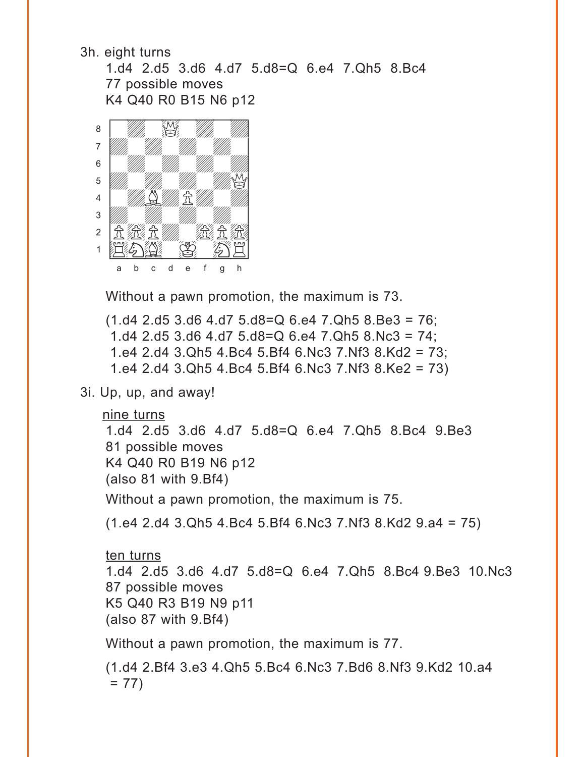3h. eight turns

1.d4 2.d5 3.d6 4.d7 5.d8=Q 6.e4 7.Qh5 8.Bc4
77 possible moves
K4 Q40 R0 B15 N6 p12

Without a pawn promotion, the maximum is 73.

(1.d4 2.d5 3.d6 4.d7 5.d8=Q 6.e4 7.Qh5 8.Be3 = 76;
1.d4 2.d5 3.d6 4.d7 5.d8=Q 6.e4 7.Qh5 8.Nc3 = 74;
1.e4 2.d4 3.Qh5 4.Bc4 5.Bf4 6.Nc3 7.Nf3 8.Kd2 = 73;
1.e4 2.d4 3.Qh5 4.Bc4 5.Bf4 6.Nc3 7.Nf3 8.Ke2 = 73)

3i. Up, up, and away!

<u>nine turns</u>

1.d4 2.d5 3.d6 4.d7 5.d8=Q 6.e4 7.Qh5 8.Bc4 9.Be3
81 possible moves
K4 Q40 R0 B19 N6 p12
(also 81 with 9.Bf4)

Without a pawn promotion, the maximum is 75.

(1.e4 2.d4 3.Qh5 4.Bc4 5.Bf4 6.Nc3 7.Nf3 8.Kd2 9.a4 = 75)

<u>ten turns</u>

1.d4 2.d5 3.d6 4.d7 5.d8=Q 6.e4 7.Qh5 8.Bc4 9.Be3 10.Nc3
87 possible moves
K5 Q40 R3 B19 N9 p11
(also 87 with 9.Bf4)

Without a pawn promotion, the maximum is 77.

(1.d4 2.Bf4 3.e3 4.Qh5 5.Bc4 6.Nc3 7.Bd6 8.Nf3 9.Kd2 10.a4
= 77)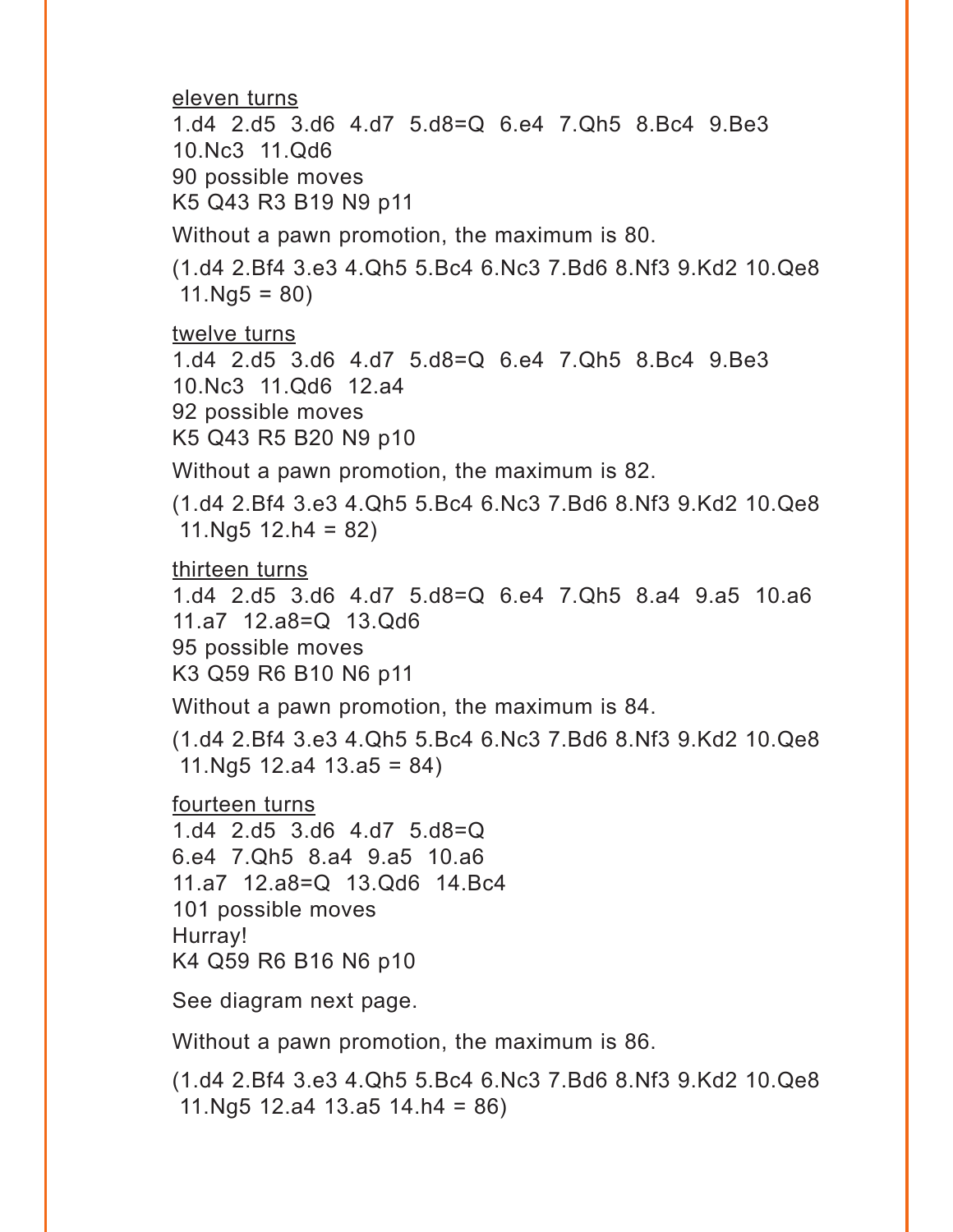<u>eleven turns</u>

1.d4 2.d5 3.d6 4.d7 5.d8=Q 6.e4 7.Qh5 8.Bc4 9.Be3 10.Nc3 11.Qd6

90 possible moves

K5 Q43 R3 B19 N9 p11

Without a pawn promotion, the maximum is 80.

(1.d4 2.Bf4 3.e3 4.Qh5 5.Bc4 6.Nc3 7.Bd6 8.Nf3 9.Kd2 10.Qe8 11.Ng5 = 80)

<u>twelve turns</u>

1.d4 2.d5 3.d6 4.d7 5.d8=Q 6.e4 7.Qh5 8.Bc4 9.Be3 10.Nc3 11.Qd6 12.a4

92 possible moves

K5 Q43 R5 B20 N9 p10

Without a pawn promotion, the maximum is 82.

(1.d4 2.Bf4 3.e3 4.Qh5 5.Bc4 6.Nc3 7.Bd6 8.Nf3 9.Kd2 10.Qe8 11.Ng5 12.h4 = 82)

<u>thirteen turns</u>

1.d4 2.d5 3.d6 4.d7 5.d8=Q 6.e4 7.Qh5 8.a4 9.a5 10.a6 11.a7 12.a8=Q 13.Qd6

95 possible moves

K3 Q59 R6 B10 N6 p11

Without a pawn promotion, the maximum is 84.

(1.d4 2.Bf4 3.e3 4.Qh5 5.Bc4 6.Nc3 7.Bd6 8.Nf3 9.Kd2 10.Qe8 11.Ng5 12.a4 13.a5 = 84)

<u>fourteen turns</u>

1.d4 2.d5 3.d6 4.d7 5.d8=Q
6.e4 7.Qh5 8.a4 9.a5 10.a6
11.a7 12.a8=Q 13.Qd6 14.Bc4

101 possible moves

Hurray!

K4 Q59 R6 B16 N6 p10

See diagram next page.

Without a pawn promotion, the maximum is 86.

(1.d4 2.Bf4 3.e3 4.Qh5 5.Bc4 6.Nc3 7.Bd6 8.Nf3 9.Kd2 10.Qe8 11.Ng5 12.a4 13.a5 14.h4 = 86)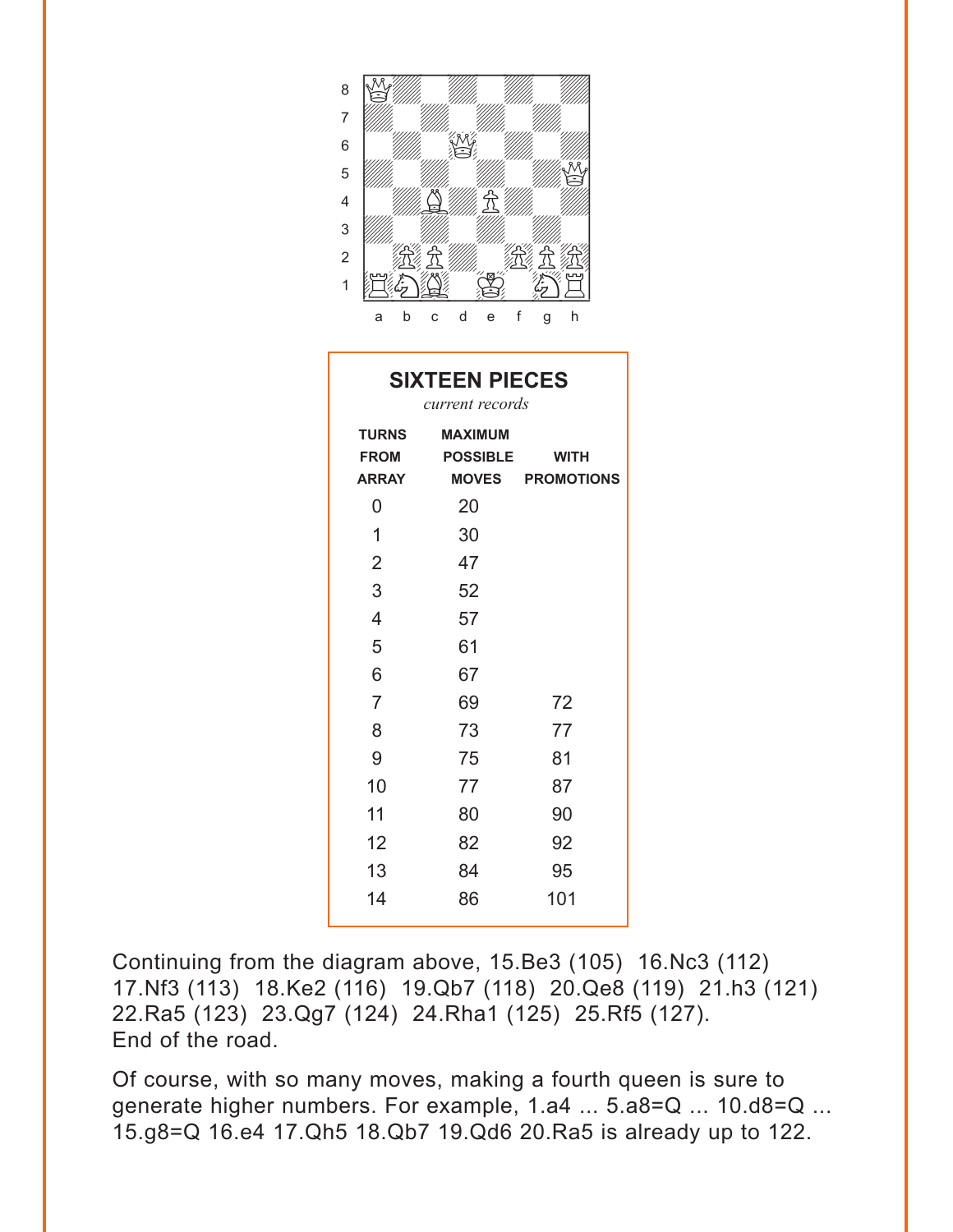**SIXTEEN PIECES**

*current records*

| TURNS FROM ARRAY | MAXIMUM POSSIBLE MOVES | WITH PROMOTIONS |
|---|---|---|
| 0 | 20 | |
| 1 | 30 | |
| 2 | 47 | |
| 3 | 52 | |
| 4 | 57 | |
| 5 | 61 | |
| 6 | 67 | |
| 7 | 69 | 72 |
| 8 | 73 | 77 |
| 9 | 75 | 81 |
| 10 | 77 | 87 |
| 11 | 80 | 90 |
| 12 | 82 | 92 |
| 13 | 84 | 95 |
| 14 | 86 | 101 |

Continuing from the diagram above, 15.Be3 (105) 16.Nc3 (112) 17.Nf3 (113) 18.Ke2 (116) 19.Qb7 (118) 20.Qe8 (119) 21.h3 (121) 22.Ra5 (123) 23.Qg7 (124) 24.Rha1 (125) 25.Rf5 (127). End of the road.

Of course, with so many moves, making a fourth queen is sure to generate higher numbers. For example, 1.a4 ... 5.a8=Q ... 10.d8=Q ... 15.g8=Q 16.e4 17.Qh5 18.Qb7 19.Qd6 20.Ra5 is already up to 122.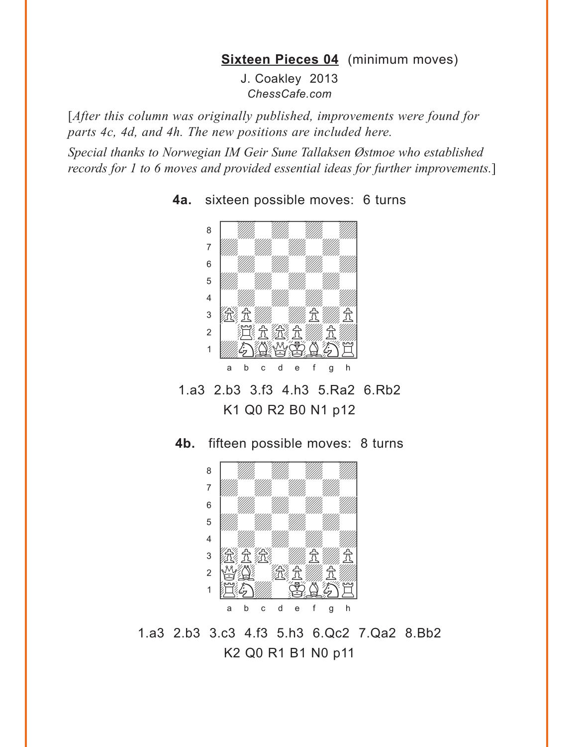**Sixteen Pieces 04** (minimum moves)

J. Coakley 2013

*ChessCafe.com*

[*After this column was originally published, improvements were found for parts 4c, 4d, and 4h. The new positions are included here.*

*Special thanks to Norwegian IM Geir Sune Tallaksen Østmoe who established records for 1 to 6 moves and provided essential ideas for further improvements.*]

**4a.** sixteen possible moves: 6 turns

1.a3 2.b3 3.f3 4.h3 5.Ra2 6.Rb2

K1 Q0 R2 B0 N1 p12

**4b.** fifteen possible moves: 8 turns

1.a3 2.b3 3.c3 4.f3 5.h3 6.Qc2 7.Qa2 8.Bb2

K2 Q0 R1 B1 N0 p11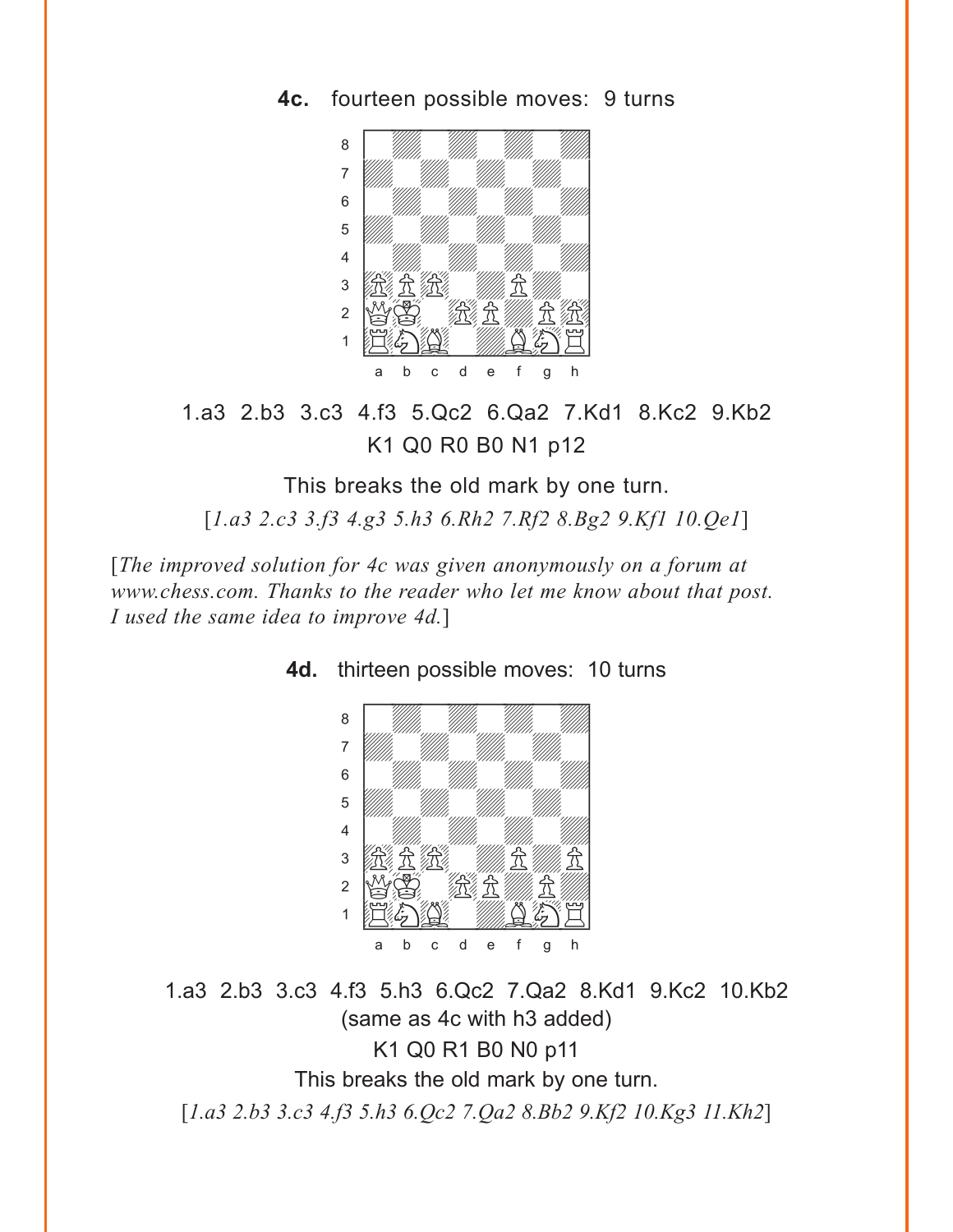**4c.** fourteen possible moves: 9 turns

1.a3 2.b3 3.c3 4.f3 5.Qc2 6.Qa2 7.Kd1 8.Kc2 9.Kb2

K1 Q0 R0 B0 N1 p12

This breaks the old mark by one turn.

[*1.a3 2.c3 3.f3 4.g3 5.h3 6.Rh2 7.Rf2 8.Bg2 9.Kf1 10.Qe1*]

[*The improved solution for 4c was given anonymously on a forum at www.chess.com. Thanks to the reader who let me know about that post. I used the same idea to improve 4d.*]

**4d.** thirteen possible moves: 10 turns

1.a3 2.b3 3.c3 4.f3 5.h3 6.Qc2 7.Qa2 8.Kd1 9.Kc2 10.Kb2

(same as 4c with h3 added)

K1 Q0 R1 B0 N0 p11

This breaks the old mark by one turn.

[*1.a3 2.b3 3.c3 4.f3 5.h3 6.Qc2 7.Qa2 8.Bb2 9.Kf2 10.Kg3 11.Kh2*]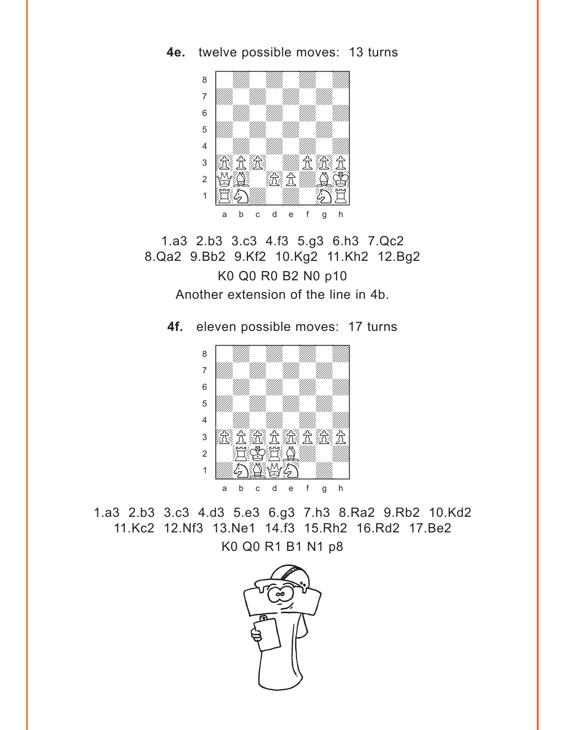**4e.** twelve possible moves: 13 turns

1.a3 2.b3 3.c3 4.f3 5.g3 6.h3 7.Qc2
8.Qa2 9.Bb2 9.Kf2 10.Kg2 11.Kh2 12.Bg2

K0 Q0 R0 B2 N0 p10

Another extension of the line in 4b.

**4f.** eleven possible moves: 17 turns

1.a3 2.b3 3.c3 4.d3 5.e3 6.g3 7.h3 8.Ra2 9.Rb2 10.Kd2
11.Kc2 12.Nf3 13.Ne1 14.f3 15.Rh2 16.Rd2 17.Be2

K0 Q0 R1 B1 N1 p8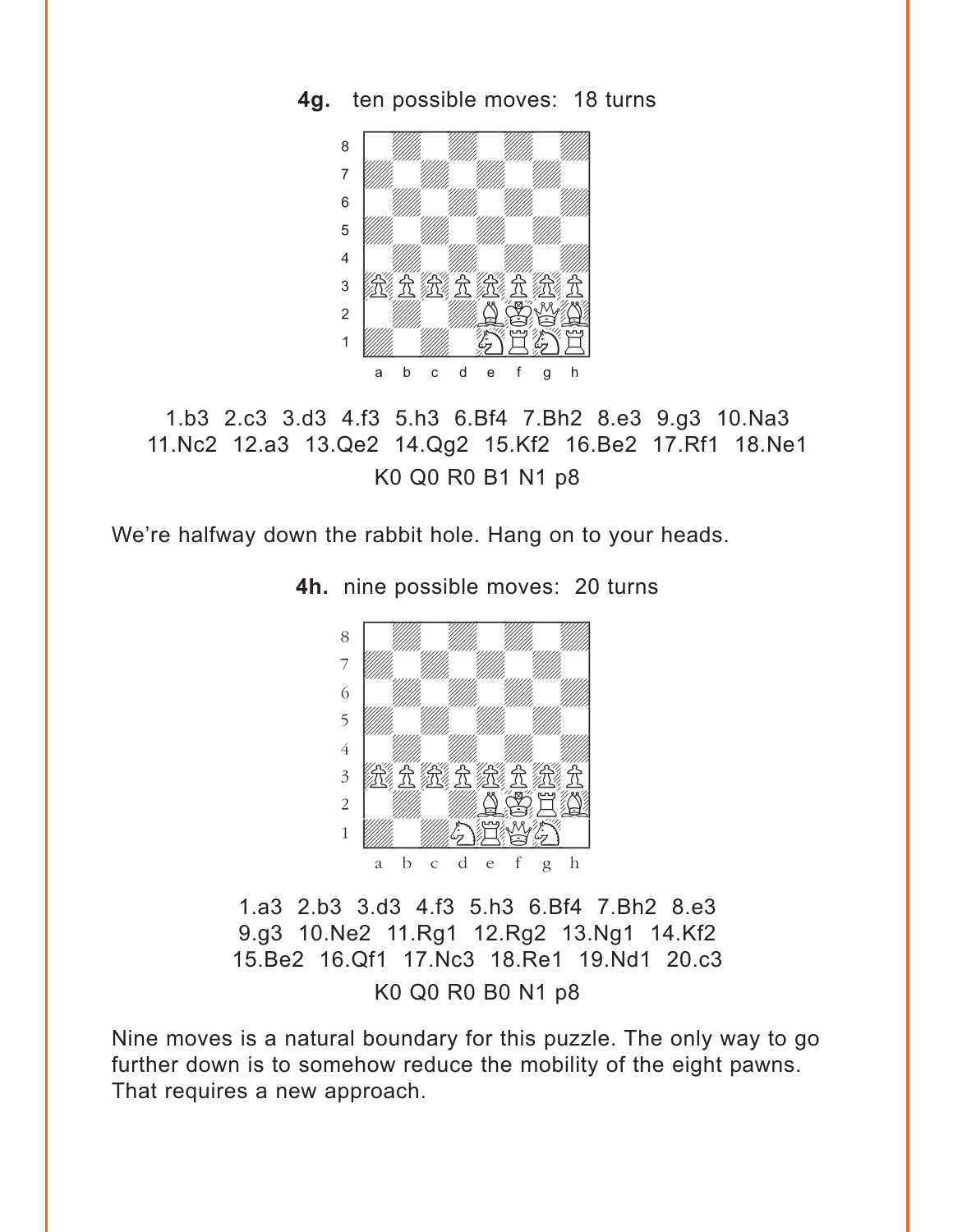**4g.** ten possible moves: 18 turns

1.b3 2.c3 3.d3 4.f3 5.h3 6.Bf4 7.Bh2 8.e3 9.g3 10.Na3 11.Nc2 12.a3 13.Qe2 14.Qg2 15.Kf2 16.Be2 17.Rf1 18.Ne1

K0 Q0 R0 B1 N1 p8

We're halfway down the rabbit hole. Hang on to your heads.

**4h.** nine possible moves: 20 turns

1.a3 2.b3 3.d3 4.f3 5.h3 6.Bf4 7.Bh2 8.e3 9.g3 10.Ne2 11.Rg1 12.Rg2 13.Ng1 14.Kf2 15.Be2 16.Qf1 17.Nc3 18.Re1 19.Nd1 20.c3

K0 Q0 R0 B0 N1 p8

Nine moves is a natural boundary for this puzzle. The only way to go further down is to somehow reduce the mobility of the eight pawns. That requires a new approach.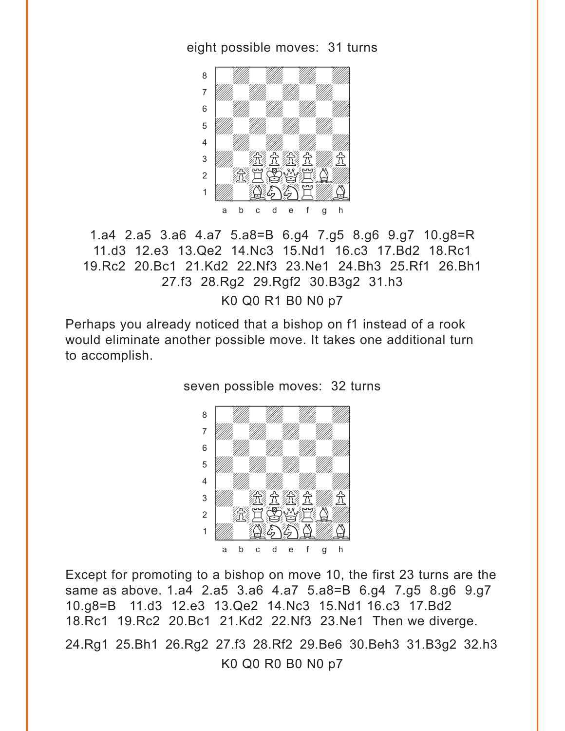eight possible moves: 31 turns

1.a4 2.a5 3.a6 4.a7 5.a8=B 6.g4 7.g5 8.g6 9.g7 10.g8=R 11.d3 12.e3 13.Qe2 14.Nc3 15.Nd1 16.c3 17.Bd2 18.Rc1 19.Rc2 20.Bc1 21.Kd2 22.Nf3 23.Ne1 24.Bh3 25.Rf1 26.Bh1 27.f3 28.Rg2 29.Rgf2 30.B3g2 31.h3

K0 Q0 R1 B0 N0 p7

Perhaps you already noticed that a bishop on f1 instead of a rook would eliminate another possible move. It takes one additional turn to accomplish.

seven possible moves: 32 turns

Except for promoting to a bishop on move 10, the first 23 turns are the same as above. 1.a4 2.a5 3.a6 4.a7 5.a8=B 6.g4 7.g5 8.g6 9.g7 10.g8=B 11.d3 12.e3 13.Qe2 14.Nc3 15.Nd1 16.c3 17.Bd2 18.Rc1 19.Rc2 20.Bc1 21.Kd2 22.Nf3 23.Ne1 Then we diverge.

24.Rg1 25.Bh1 26.Rg2 27.f3 28.Rf2 29.Be6 30.Beh3 31.B3g2 32.h3

K0 Q0 R0 B0 N0 p7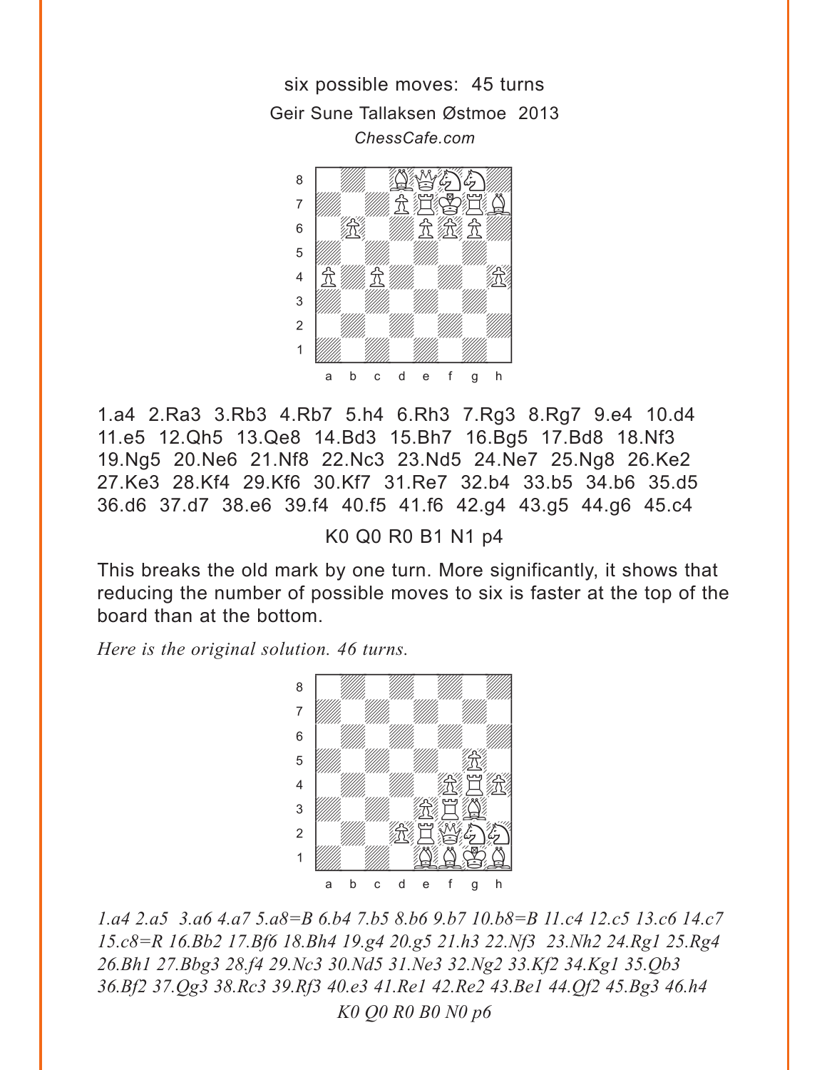six possible moves: 45 turns

Geir Sune Tallaksen Østmoe 2013

*ChessCafe.com*

1.a4 2.Ra3 3.Rb3 4.Rb7 5.h4 6.Rh3 7.Rg3 8.Rg7 9.e4 10.d4 11.e5 12.Qh5 13.Qe8 14.Bd3 15.Bh7 16.Bg5 17.Bd8 18.Nf3 19.Ng5 20.Ne6 21.Nf8 22.Nc3 23.Nd5 24.Ne7 25.Ng8 26.Ke2 27.Ke3 28.Kf4 29.Kf6 30.Kf7 31.Re7 32.b4 33.b5 34.b6 35.d5 36.d6 37.d7 38.e6 39.f4 40.f5 41.f6 42.g4 43.g5 44.g6 45.c4

K0 Q0 R0 B1 N1 p4

This breaks the old mark by one turn. More significantly, it shows that reducing the number of possible moves to six is faster at the top of the board than at the bottom.

*Here is the original solution. 46 turns.*

*1.a4 2.a5 3.a6 4.a7 5.a8=B 6.b4 7.b5 8.b6 9.b7 10.b8=B 11.c4 12.c5 13.c6 14.c7 15.c8=R 16.Bb2 17.Bf6 18.Bh4 19.g4 20.g5 21.h3 22.Nf3 23.Nh2 24.Rg1 25.Rg4 26.Bh1 27.Bbg3 28.f4 29.Nc3 30.Nd5 31.Ne3 32.Ng2 33.Kf2 34.Kg1 35.Qb3 36.Bf2 37.Qg3 38.Rc3 39.Rf3 40.e3 41.Re1 42.Re2 43.Be1 44.Qf2 45.Bg3 46.h4*

*K0 Q0 R0 B0 N0 p6*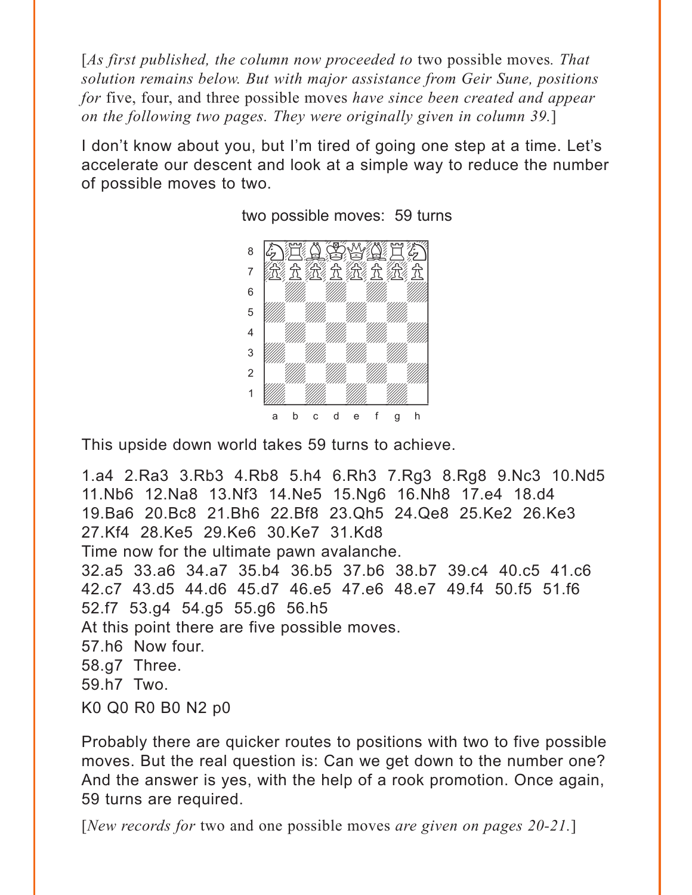[*As first published, the column now proceeded to* two possible moves*. That solution remains below. But with major assistance from Geir Sune, positions for* five, four, and three possible moves *have since been created and appear on the following two pages. They were originally given in column 39.*]

I don't know about you, but I'm tired of going one step at a time. Let's accelerate our descent and look at a simple way to reduce the number of possible moves to two.

two possible moves: 59 turns

This upside down world takes 59 turns to achieve.

1.a4 2.Ra3 3.Rb3 4.Rb8 5.h4 6.Rh3 7.Rg3 8.Rg8 9.Nc3 10.Nd5 11.Nb6 12.Na8 13.Nf3 14.Ne5 15.Ng6 16.Nh8 17.e4 18.d4 19.Ba6 20.Bc8 21.Bh6 22.Bf8 23.Qh5 24.Qe8 25.Ke2 26.Ke3 27.Kf4 28.Ke5 29.Ke6 30.Ke7 31.Kd8

Time now for the ultimate pawn avalanche.

32.a5 33.a6 34.a7 35.b4 36.b5 37.b6 38.b7 39.c4 40.c5 41.c6 42.c7 43.d5 44.d6 45.d7 46.e5 47.e6 48.e7 49.f4 50.f5 51.f6 52.f7 53.g4 54.g5 55.g6 56.h5

At this point there are five possible moves.

57.h6 Now four.

58.g7 Three.

59.h7 Two.

K0 Q0 R0 B0 N2 p0

Probably there are quicker routes to positions with two to five possible moves. But the real question is: Can we get down to the number one? And the answer is yes, with the help of a rook promotion. Once again, 59 turns are required.

[*New records for* two and one possible moves *are given on pages 20-21.*]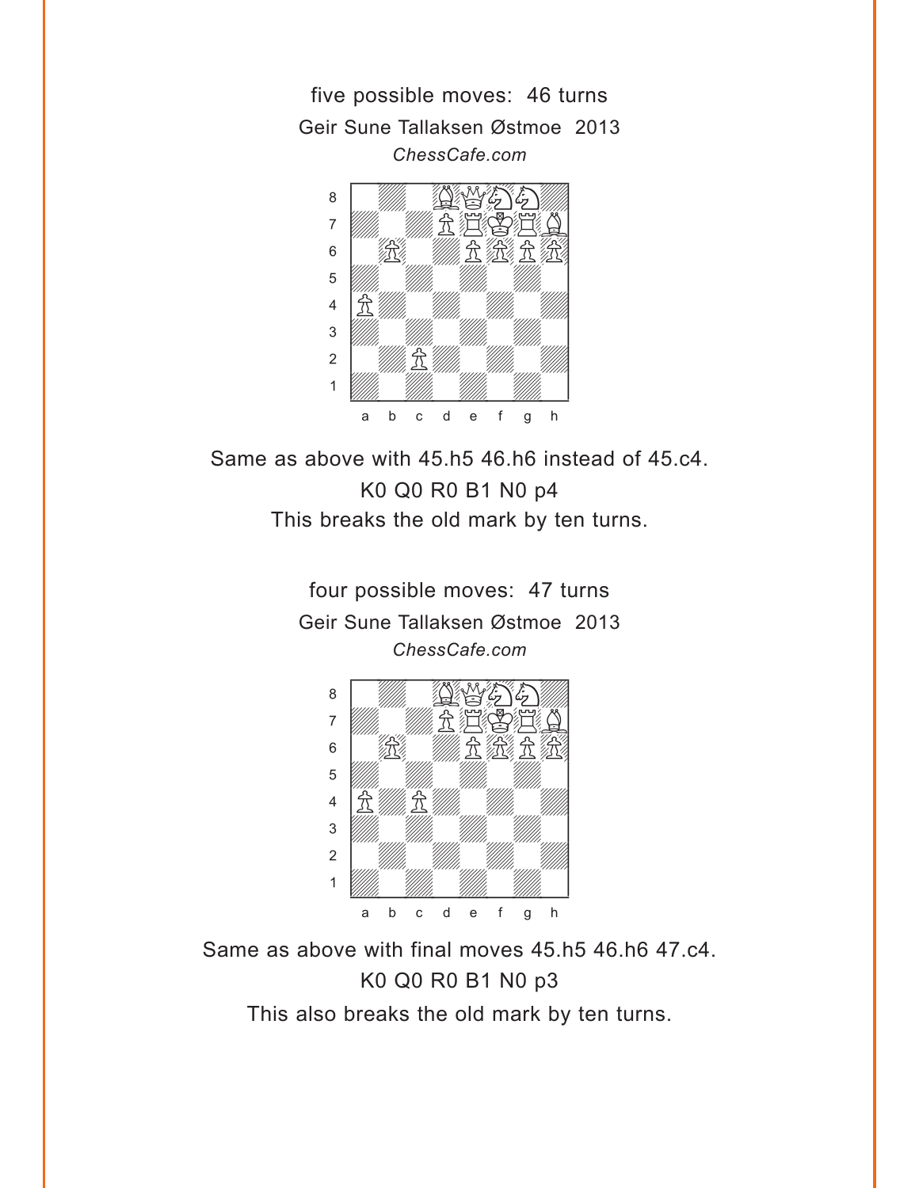five possible moves: 46 turns

Geir Sune Tallaksen Østmoe 2013

*ChessCafe.com*

Same as above with 45.h5 46.h6 instead of 45.c4.

K0 Q0 R0 B1 N0 p4

This breaks the old mark by ten turns.

four possible moves: 47 turns

Geir Sune Tallaksen Østmoe 2013

*ChessCafe.com*

Same as above with final moves 45.h5 46.h6 47.c4.

K0 Q0 R0 B1 N0 p3

This also breaks the old mark by ten turns.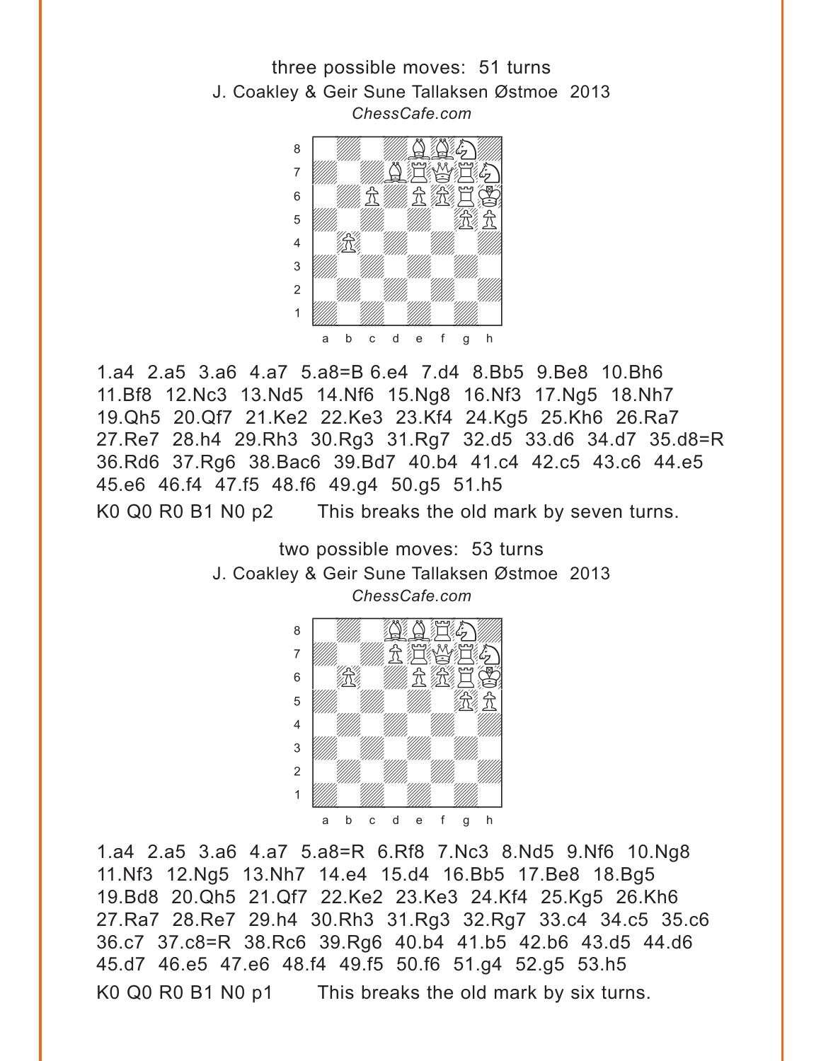three possible moves: 51 turns

J. Coakley & Geir Sune Tallaksen Østmoe 2013

*ChessCafe.com*

1.a4 2.a5 3.a6 4.a7 5.a8=B 6.e4 7.d4 8.Bb5 9.Be8 10.Bh6 11.Bf8 12.Nc3 13.Nd5 14.Nf6 15.Ng8 16.Nf3 17.Ng5 18.Nh7 19.Qh5 20.Qf7 21.Ke2 22.Ke3 23.Kf4 24.Kg5 25.Kh6 26.Ra7 27.Re7 28.h4 29.Rh3 30.Rg3 31.Rg7 32.d5 33.d6 34.d7 35.d8=R 36.Rd6 37.Rg6 38.Bac6 39.Bd7 40.b4 41.c4 42.c5 43.c6 44.e5 45.e6 46.f4 47.f5 48.f6 49.g4 50.g5 51.h5

K0 Q0 R0 B1 N0 p2    This breaks the old mark by seven turns.

two possible moves: 53 turns

J. Coakley & Geir Sune Tallaksen Østmoe 2013

*ChessCafe.com*

1.a4 2.a5 3.a6 4.a7 5.a8=R 6.Rf8 7.Nc3 8.Nd5 9.Nf6 10.Ng8 11.Nf3 12.Ng5 13.Nh7 14.e4 15.d4 16.Bb5 17.Be8 18.Bg5 19.Bd8 20.Qh5 21.Qf7 22.Ke2 23.Ke3 24.Kf4 25.Kg5 26.Kh6 27.Ra7 28.Re7 29.h4 30.Rh3 31.Rg3 32.Rg7 33.c4 34.c5 35.c6 36.c7 37.c8=R 38.Rc6 39.Rg6 40.b4 41.b5 42.b6 43.d5 44.d6 45.d7 46.e5 47.e6 48.f4 49.f5 50.f6 51.g4 52.g5 53.h5

K0 Q0 R0 B1 N0 p1    This breaks the old mark by six turns.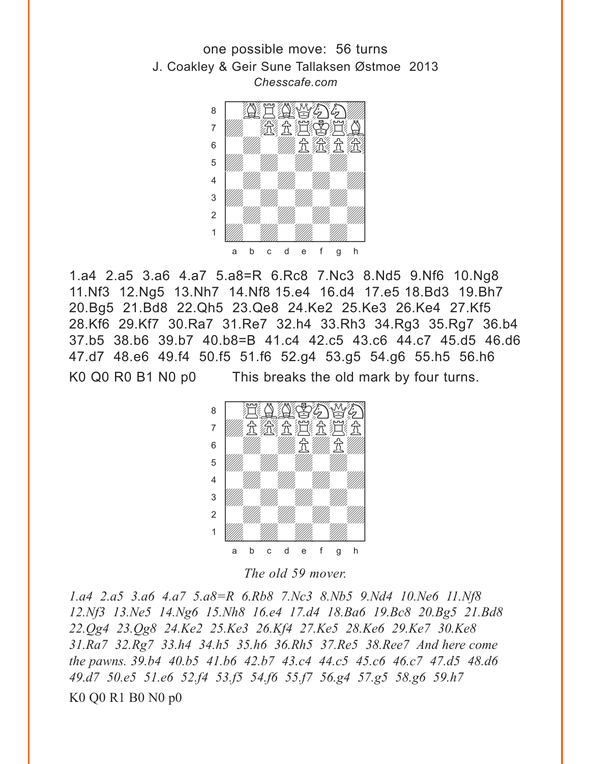one possible move: 56 turns

J. Coakley & Geir Sune Tallaksen Østmoe 2013

*Chesscafe.com*

1.a4 2.a5 3.a6 4.a7 5.a8=R 6.Rc8 7.Nc3 8.Nd5 9.Nf6 10.Ng8 11.Nf3 12.Ng5 13.Nh7 14.Nf8 15.e4 16.d4 17.e5 18.Bd3 19.Bh7 20.Bg5 21.Bd8 22.Qh5 23.Qe8 24.Ke2 25.Ke3 26.Ke4 27.Kf5 28.Kf6 29.Kf7 30.Ra7 31.Re7 32.h4 33.Rh3 34.Rg3 35.Rg7 36.b4 37.b5 38.b6 39.b7 40.b8=B 41.c4 42.c5 43.c6 44.c7 45.d5 46.d6 47.d7 48.e6 49.f4 50.f5 51.f6 52.g4 53.g5 54.g6 55.h5 56.h6

K0 Q0 R0 B1 N0 p0        This breaks the old mark by four turns.

*The old 59 mover.*

*1.a4 2.a5 3.a6 4.a7 5.a8=R 6.Rb8 7.Nc3 8.Nb5 9.Nd4 10.Ne6 11.Nf8 12.Nf3 13.Ne5 14.Ng6 15.Nh8 16.e4 17.d4 18.Ba6 19.Bc8 20.Bg5 21.Bd8 22.Qg4 23.Qg8 24.Ke2 25.Ke3 26.Kf4 27.Ke5 28.Ke6 29.Ke7 30.Ke8 31.Ra7 32.Rg7 33.h4 34.h5 35.h6 36.Rh5 37.Re5 38.Ree7 And here come the pawns. 39.b4 40.b5 41.b6 42.b7 43.c4 44.c5 45.c6 46.c7 47.d5 48.d6 49.d7 50.e5 51.e6 52.f4 53.f5 54.f6 55.f7 56.g4 57.g5 58.g6 59.h7*

K0 Q0 R1 B0 N0 p0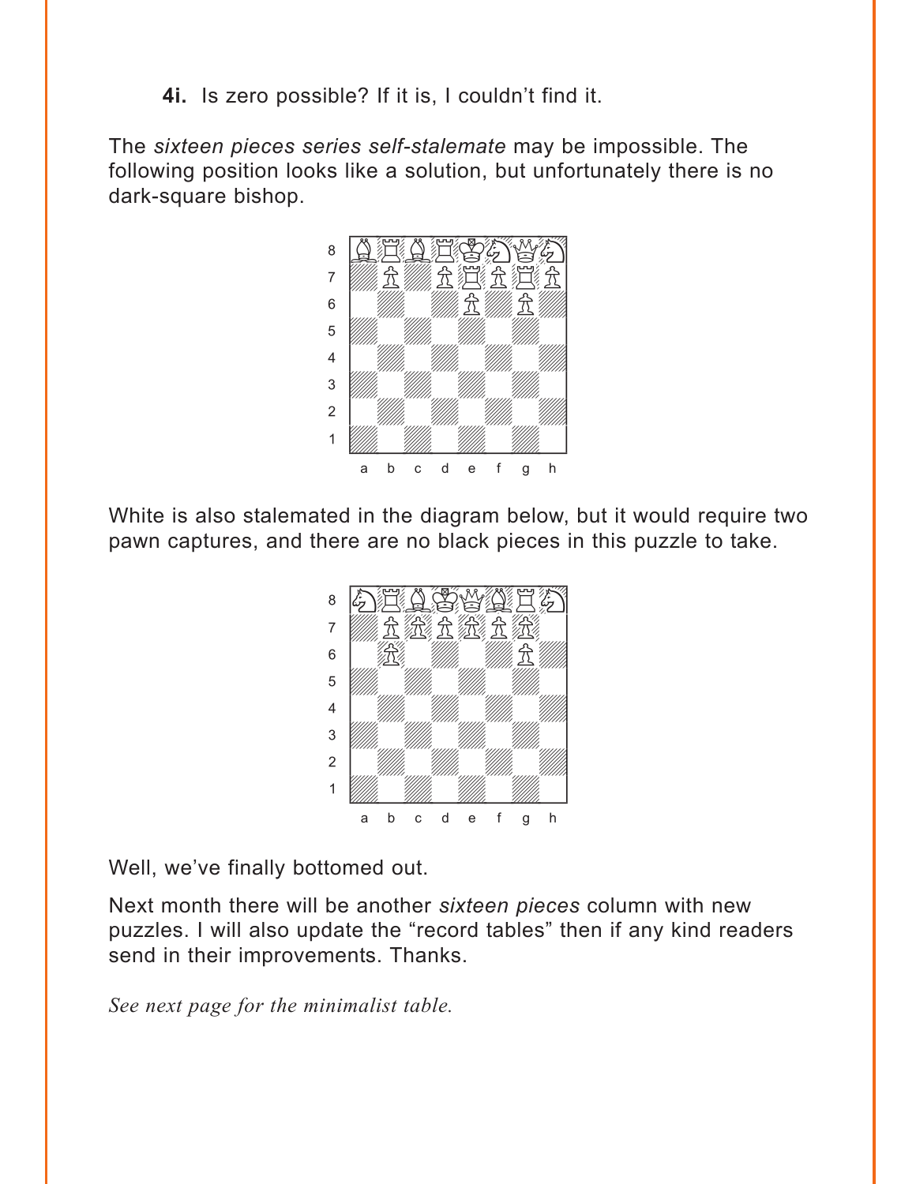**4i.** Is zero possible? If it is, I couldn't find it.

The *sixteen pieces series self-stalemate* may be impossible. The following position looks like a solution, but unfortunately there is no dark-square bishop.

White is also stalemated in the diagram below, but it would require two pawn captures, and there are no black pieces in this puzzle to take.

Well, we've finally bottomed out.

Next month there will be another *sixteen pieces* column with new puzzles. I will also update the "record tables" then if any kind readers send in their improvements. Thanks.

*See next page for the minimalist table.*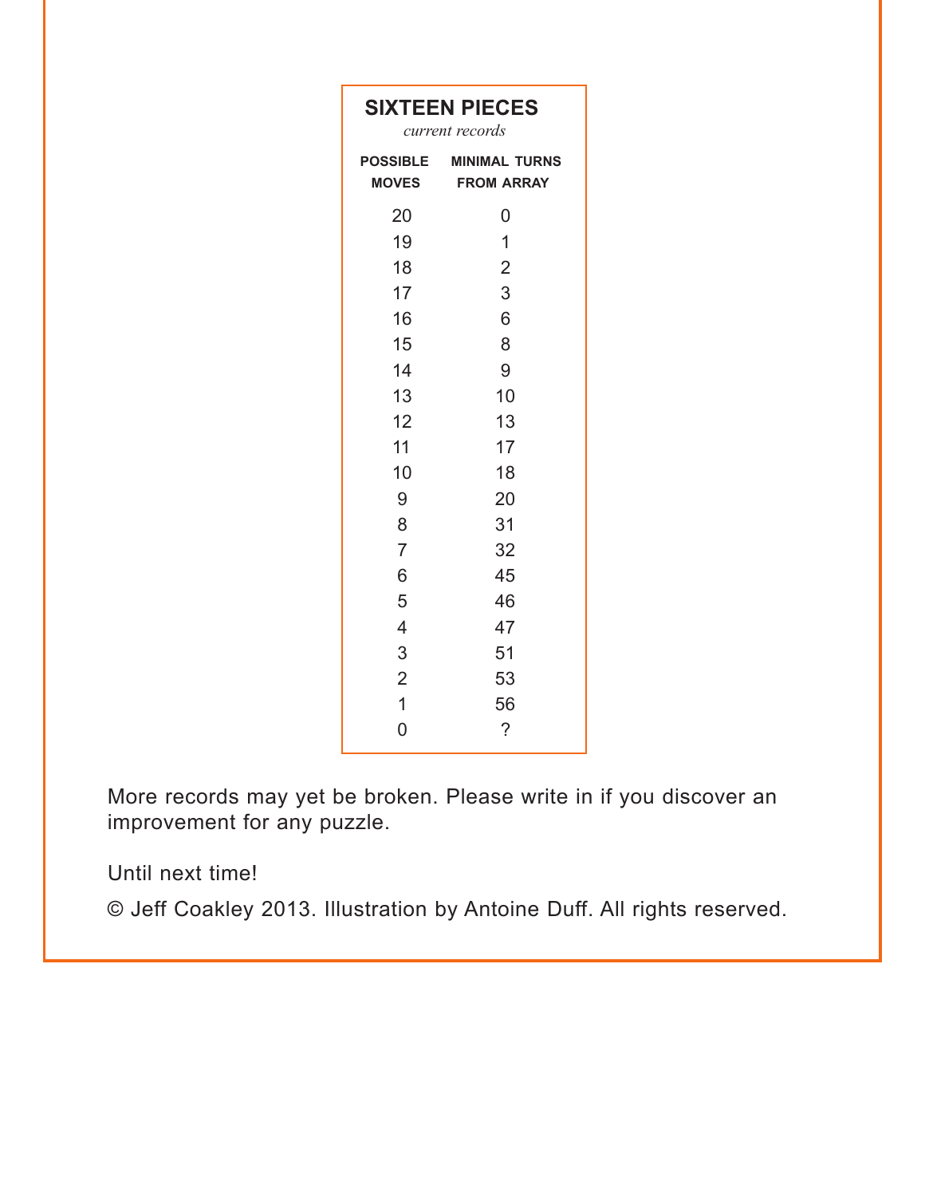## SIXTEEN PIECES

*current records*

| POSSIBLE MOVES | MINIMAL TURNS FROM ARRAY |
|---|---|
| 20 | 0 |
| 19 | 1 |
| 18 | 2 |
| 17 | 3 |
| 16 | 6 |
| 15 | 8 |
| 14 | 9 |
| 13 | 10 |
| 12 | 13 |
| 11 | 17 |
| 10 | 18 |
| 9 | 20 |
| 8 | 31 |
| 7 | 32 |
| 6 | 45 |
| 5 | 46 |
| 4 | 47 |
| 3 | 51 |
| 2 | 53 |
| 1 | 56 |
| 0 | ? |

More records may yet be broken. Please write in if you discover an improvement for any puzzle.

Until next time!

© Jeff Coakley 2013. Illustration by Antoine Duff. All rights reserved.